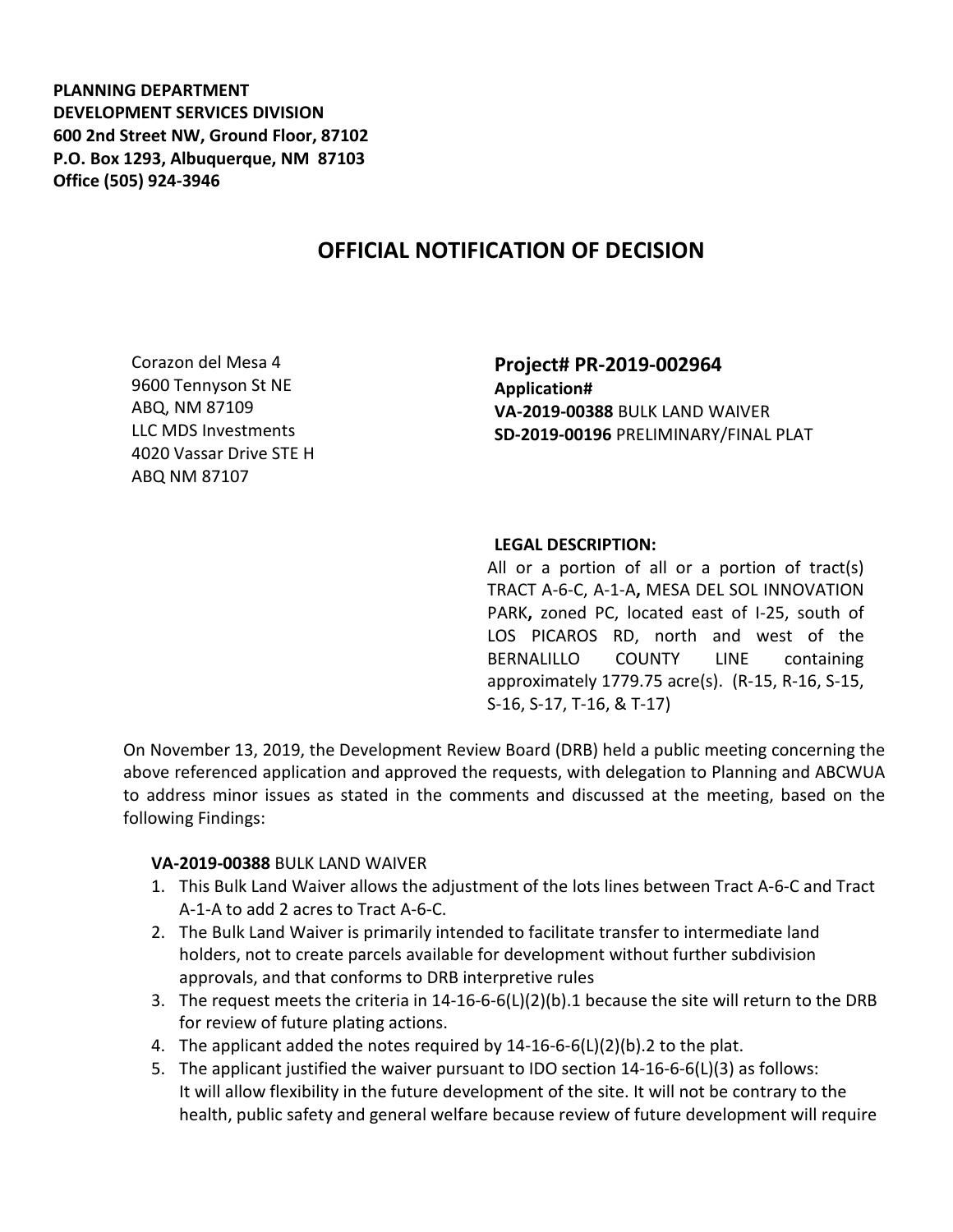**PLANNING DEPARTMENT**
**DEVELOPMENT SERVICES DIVISION**
**600 2nd Street NW, Ground Floor, 87102**
**P.O. Box 1293, Albuquerque, NM 87103**
**Office (505) 924-3946**

# OFFICIAL NOTIFICATION OF DECISION

Corazon del Mesa 4
9600 Tennyson St NE
ABQ, NM 87109
LLC MDS Investments
4020 Vassar Drive STE H
ABQ NM 87107

**Project# PR-2019-002964**
**Application#**
**VA-2019-00388** BULK LAND WAIVER
**SD-2019-00196** PRELIMINARY/FINAL PLAT

**LEGAL DESCRIPTION:**
All or a portion of all or a portion of tract(s) TRACT A-6-C, A-1-A**,** MESA DEL SOL INNOVATION PARK**,** zoned PC, located east of I-25, south of LOS PICAROS RD, north and west of the BERNALILLO COUNTY LINE containing approximately 1779.75 acre(s). (R-15, R-16, S-15, S-16, S-17, T-16, & T-17)

On November 13, 2019, the Development Review Board (DRB) held a public meeting concerning the above referenced application and approved the requests, with delegation to Planning and ABCWUA to address minor issues as stated in the comments and discussed at the meeting, based on the following Findings:

**VA-2019-00388** BULK LAND WAIVER

1. This Bulk Land Waiver allows the adjustment of the lots lines between Tract A-6-C and Tract A-1-A to add 2 acres to Tract A-6-C.
2. The Bulk Land Waiver is primarily intended to facilitate transfer to intermediate land holders, not to create parcels available for development without further subdivision approvals, and that conforms to DRB interpretive rules
3. The request meets the criteria in 14-16-6-6(L)(2)(b).1 because the site will return to the DRB for review of future plating actions.
4. The applicant added the notes required by 14-16-6-6(L)(2)(b).2 to the plat.
5. The applicant justified the waiver pursuant to IDO section 14-16-6-6(L)(3) as follows: It will allow flexibility in the future development of the site. It will not be contrary to the health, public safety and general welfare because review of future development will require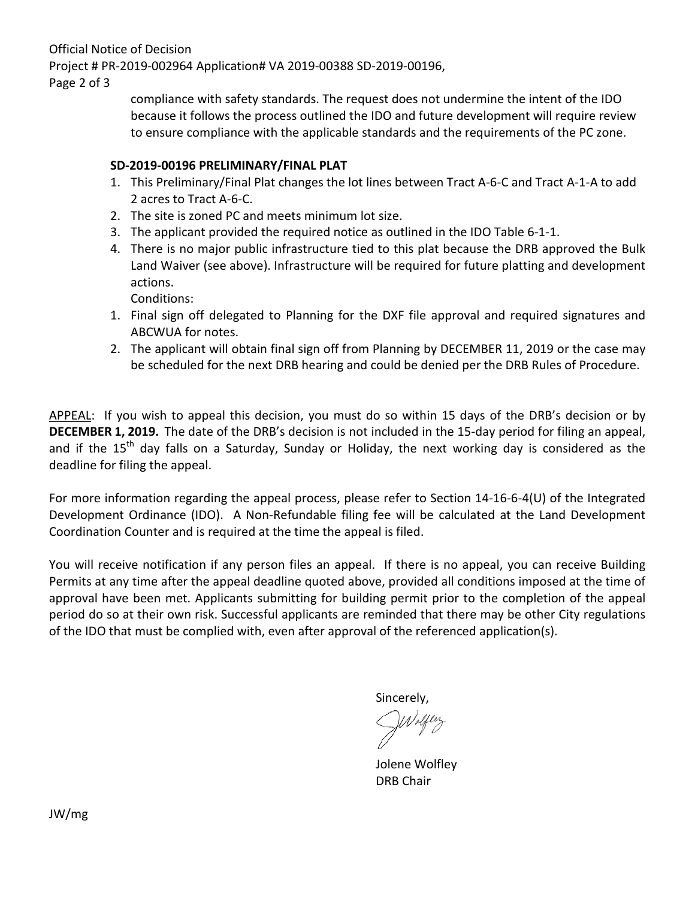compliance with safety standards. The request does not undermine the intent of the IDO because it follows the process outlined the IDO and future development will require review to ensure compliance with the applicable standards and the requirements of the PC zone.

**SD-2019-00196 PRELIMINARY/FINAL PLAT**

1. This Preliminary/Final Plat changes the lot lines between Tract A-6-C and Tract A-1-A to add 2 acres to Tract A-6-C.
2. The site is zoned PC and meets minimum lot size.
3. The applicant provided the required notice as outlined in the IDO Table 6-1-1.
4. There is no major public infrastructure tied to this plat because the DRB approved the Bulk Land Waiver (see above). Infrastructure will be required for future platting and development actions.

Conditions:

1. Final sign off delegated to Planning for the DXF file approval and required signatures and ABCWUA for notes.
2. The applicant will obtain final sign off from Planning by DECEMBER 11, 2019 or the case may be scheduled for the next DRB hearing and could be denied per the DRB Rules of Procedure.

APPEAL: If you wish to appeal this decision, you must do so within 15 days of the DRB's decision or by **DECEMBER 1, 2019.** The date of the DRB's decision is not included in the 15-day period for filing an appeal, and if the 15th day falls on a Saturday, Sunday or Holiday, the next working day is considered as the deadline for filing the appeal.

For more information regarding the appeal process, please refer to Section 14-16-6-4(U) of the Integrated Development Ordinance (IDO). A Non-Refundable filing fee will be calculated at the Land Development Coordination Counter and is required at the time the appeal is filed.

You will receive notification if any person files an appeal. If there is no appeal, you can receive Building Permits at any time after the appeal deadline quoted above, provided all conditions imposed at the time of approval have been met. Applicants submitting for building permit prior to the completion of the appeal period do so at their own risk. Successful applicants are reminded that there may be other City regulations of the IDO that must be complied with, even after approval of the referenced application(s).

Sincerely,

JWolfley

Jolene Wolfley
DRB Chair

JW/mg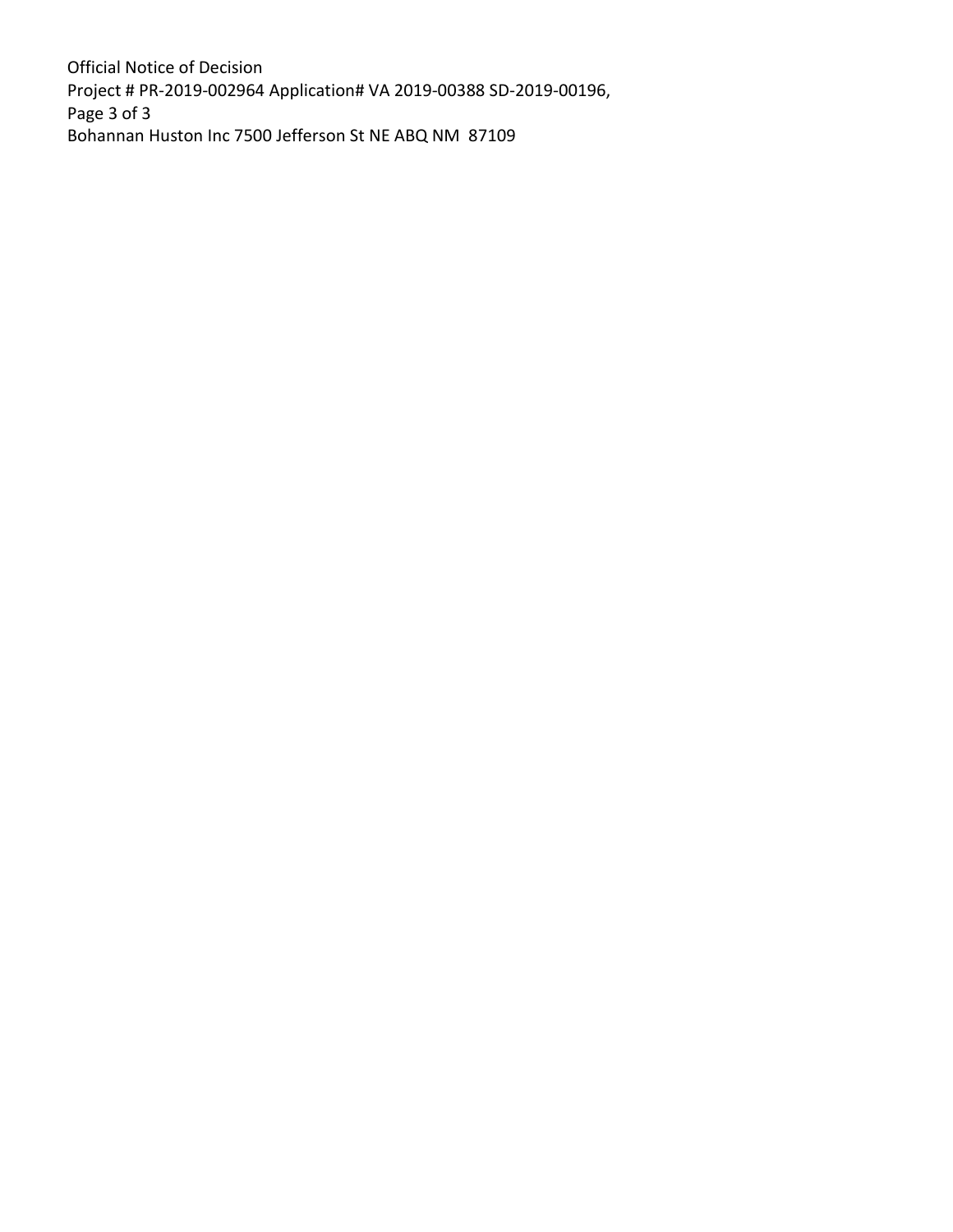Bohannan Huston Inc 7500 Jefferson St NE ABQ NM 87109